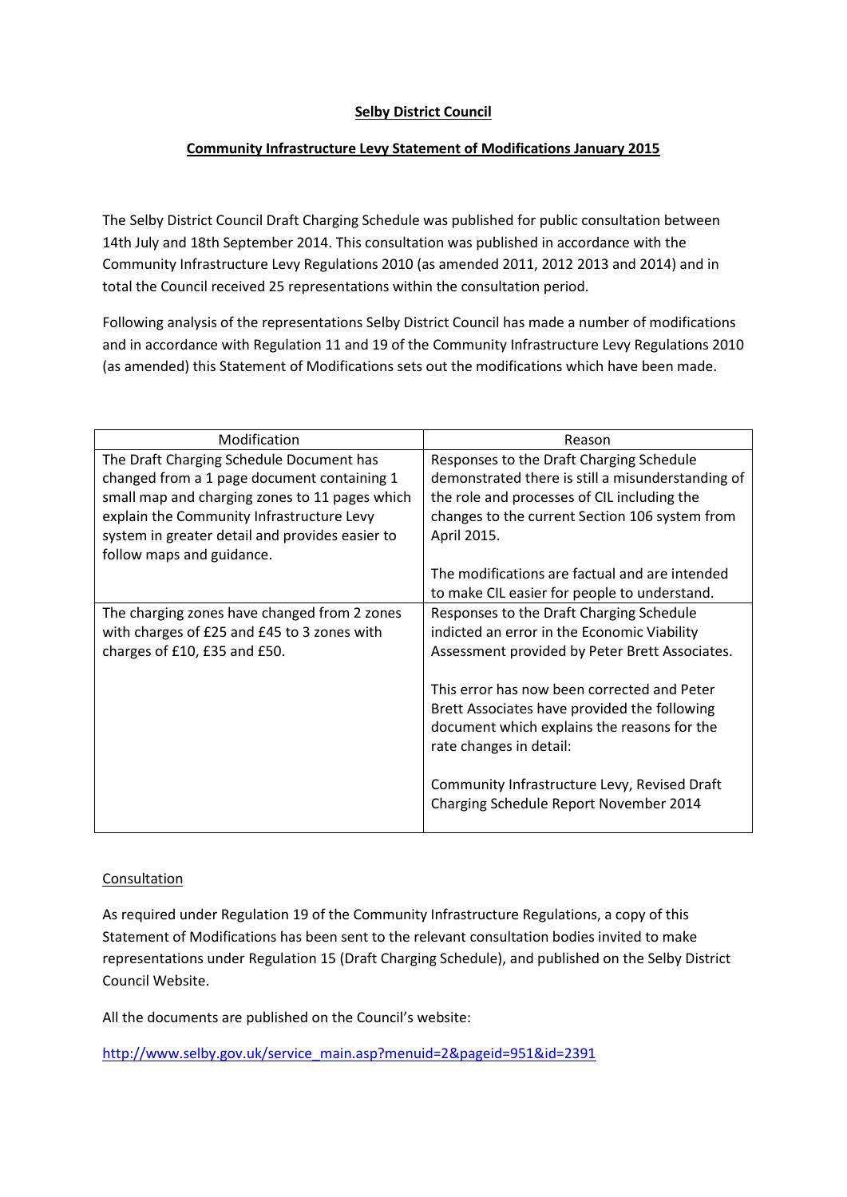**Selby District Council**

**Community Infrastructure Levy Statement of Modifications January 2015**

The Selby District Council Draft Charging Schedule was published for public consultation between 14th July and 18th September 2014. This consultation was published in accordance with the Community Infrastructure Levy Regulations 2010 (as amended 2011, 2012 2013 and 2014) and in total the Council received 25 representations within the consultation period.

Following analysis of the representations Selby District Council has made a number of modifications and in accordance with Regulation 11 and 19 of the Community Infrastructure Levy Regulations 2010 (as amended) this Statement of Modifications sets out the modifications which have been made.

| Modification | Reason |
|---|---|
| The Draft Charging Schedule Document has changed from a 1 page document containing 1 small map and charging zones to 11 pages which explain the Community Infrastructure Levy system in greater detail and provides easier to follow maps and guidance. | Responses to the Draft Charging Schedule demonstrated there is still a misunderstanding of the role and processes of CIL including the changes to the current Section 106 system from April 2015.<br><br>The modifications are factual and are intended to make CIL easier for people to understand. |
| The charging zones have changed from 2 zones with charges of £25 and £45 to 3 zones with charges of £10, £35 and £50. | Responses to the Draft Charging Schedule indicted an error in the Economic Viability Assessment provided by Peter Brett Associates.<br><br>This error has now been corrected and Peter Brett Associates have provided the following document which explains the reasons for the rate changes in detail:<br><br>Community Infrastructure Levy, Revised Draft Charging Schedule Report November 2014 |

Consultation

As required under Regulation 19 of the Community Infrastructure Regulations, a copy of this Statement of Modifications has been sent to the relevant consultation bodies invited to make representations under Regulation 15 (Draft Charging Schedule), and published on the Selby District Council Website.

All the documents are published on the Council's website:

http://www.selby.gov.uk/service_main.asp?menuid=2&pageid=951&id=2391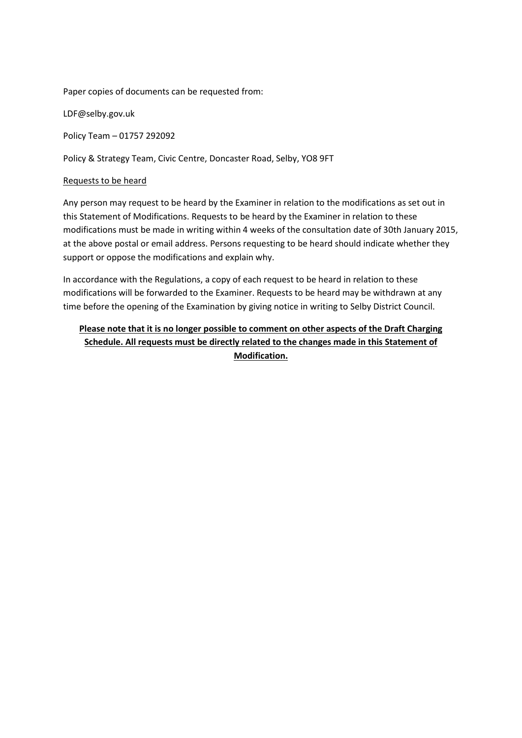Paper copies of documents can be requested from:

LDF@selby.gov.uk

Policy Team – 01757 292092

Policy & Strategy Team, Civic Centre, Doncaster Road, Selby, YO8 9FT

<u>Requests to be heard</u>

Any person may request to be heard by the Examiner in relation to the modifications as set out in this Statement of Modifications. Requests to be heard by the Examiner in relation to these modifications must be made in writing within 4 weeks of the consultation date of 30th January 2015, at the above postal or email address. Persons requesting to be heard should indicate whether they support or oppose the modifications and explain why.

In accordance with the Regulations, a copy of each request to be heard in relation to these modifications will be forwarded to the Examiner. Requests to be heard may be withdrawn at any time before the opening of the Examination by giving notice in writing to Selby District Council.

**<u>Please note that it is no longer possible to comment on other aspects of the Draft Charging Schedule. All requests must be directly related to the changes made in this Statement of Modification.</u>**